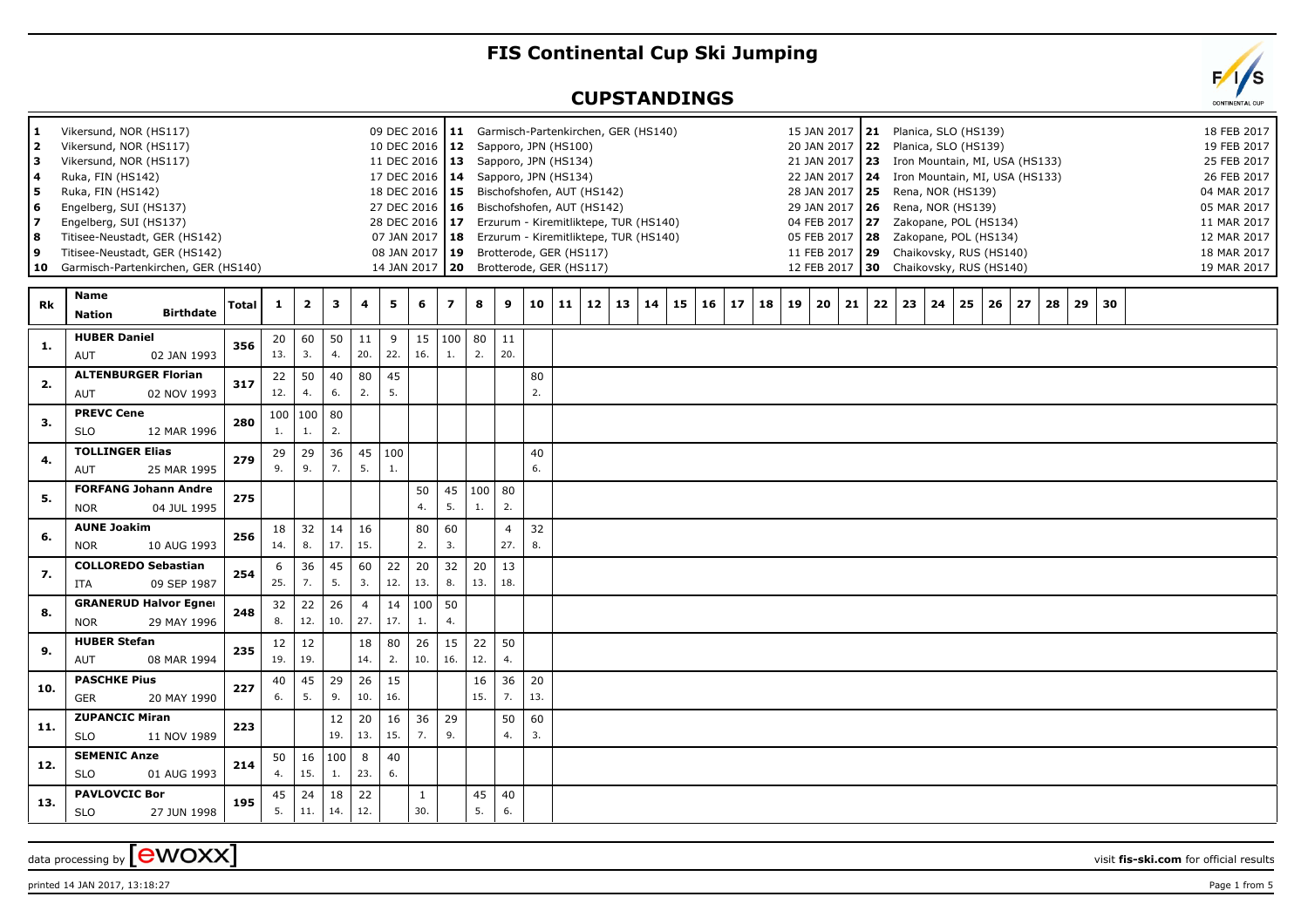# FIS Continental Cup Ski Jumping

## CUPSTANDINGS

| # | Venue | Date |
|---|---|---|
| 1 | Vikersund, NOR (HS117) | 09 DEC 2016 |
| 2 | Vikersund, NOR (HS117) | 10 DEC 2016 |
| 3 | Vikersund, NOR (HS117) | 11 DEC 2016 |
| 4 | Ruka, FIN (HS142) | 17 DEC 2016 |
| 5 | Ruka, FIN (HS142) | 18 DEC 2016 |
| 6 | Engelberg, SUI (HS137) | 27 DEC 2016 |
| 7 | Engelberg, SUI (HS137) | 28 DEC 2016 |
| 8 | Titisee-Neustadt, GER (HS142) | 07 JAN 2017 |
| 9 | Titisee-Neustadt, GER (HS142) | 08 JAN 2017 |
| 10 | Garmisch-Partenkirchen, GER (HS140) | 14 JAN 2017 |
| 11 | Garmisch-Partenkirchen, GER (HS140) | 15 JAN 2017 |
| 12 | Sapporo, JPN (HS100) | 20 JAN 2017 |
| 13 | Sapporo, JPN (HS134) | 21 JAN 2017 |
| 14 | Sapporo, JPN (HS134) | 22 JAN 2017 |
| 15 | Bischofshofen, AUT (HS142) | 28 JAN 2017 |
| 16 | Bischofshofen, AUT (HS142) | 29 JAN 2017 |
| 17 | Erzurum - Kiremitliktepe, TUR (HS140) | 04 FEB 2017 |
| 18 | Erzurum - Kiremitliktepe, TUR (HS140) | 05 FEB 2017 |
| 19 | Brotterode, GER (HS117) | 11 FEB 2017 |
| 20 | Brotterode, GER (HS117) | 12 FEB 2017 |
| 21 | Planica, SLO (HS139) | 18 FEB 2017 |
| 22 | Planica, SLO (HS139) | 19 FEB 2017 |
| 23 | Iron Mountain, MI, USA (HS133) | 25 FEB 2017 |
| 24 | Iron Mountain, MI, USA (HS133) | 26 FEB 2017 |
| 25 | Rena, NOR (HS139) | 04 MAR 2017 |
| 26 | Rena, NOR (HS139) | 05 MAR 2017 |
| 27 | Zakopane, POL (HS134) | 11 MAR 2017 |
| 28 | Zakopane, POL (HS134) | 12 MAR 2017 |
| 29 | Chaikovsky, RUS (HS140) | 18 MAR 2017 |
| 30 | Chaikovsky, RUS (HS140) | 19 MAR 2017 |

| Rk | Name / Nation | Birthdate | Total | 1 | 2 | 3 | 4 | 5 | 6 | 7 | 8 | 9 | 10 | 11 | 12 | 13 | 14 | 15 | 16 | 17 | 18 | 19 | 20 | 21 | 22 | 23 | 24 | 25 | 26 | 27 | 28 | 29 | 30 |
|---|---|---|---|---|---|---|---|---|---|---|---|---|---|---|---|---|---|---|---|---|---|---|---|---|---|---|---|---|---|---|---|---|---|
| 1. | HUBER Daniel AUT | 02 JAN 1993 | 356 | 20 (13.) | 60 (3.) | 50 (4.) | 11 (20.) | 9 (22.) | 15 (16.) | 100 (1.) | 80 (2.) | 11 (20.) | | | | | | | | | | | | | | | | | | | | | |
| 2. | ALTENBURGER Florian AUT | 02 NOV 1993 | 317 | 22 (12.) | 50 (4.) | 40 (6.) | 80 (2.) | 45 (5.) | | | | | 80 (2.) | | | | | | | | | | | | | | | | | | | | |
| 3. | PREVC Cene SLO | 12 MAR 1996 | 280 | 100 (1.) | 100 (1.) | 80 (2.) | | | | | | | | | | | | | | | | | | | | | | | | | | | |
| 4. | TOLLINGER Elias AUT | 25 MAR 1995 | 279 | 29 (9.) | 29 (9.) | 36 (7.) | 45 (5.) | 100 (1.) | | | | | 40 (6.) | | | | | | | | | | | | | | | | | | | | |
| 5. | FORFANG Johann Andre NOR | 04 JUL 1995 | 275 | | | | | | 50 (4.) | 45 (5.) | 100 (1.) | 80 (2.) | | | | | | | | | | | | | | | | | | | | | |
| 6. | AUNE Joakim NOR | 10 AUG 1993 | 256 | 18 (14.) | 32 (8.) | 14 (17.) | 16 (15.) | | 80 (2.) | 60 (3.) | | 4 (27.) | 32 (8.) | | | | | | | | | | | | | | | | | | | | |
| 7. | COLLOREDO Sebastian ITA | 09 SEP 1987 | 254 | 6 (25.) | 36 (7.) | 45 (5.) | 60 (3.) | 22 (12.) | 20 (13.) | 32 (8.) | 20 (13.) | 13 (18.) | | | | | | | | | | | | | | | | | | | | | |
| 8. | GRANERUD Halvor Egner NOR | 29 MAY 1996 | 248 | 32 (8.) | 22 (12.) | 26 (10.) | 4 (27.) | 14 (17.) | 100 (1.) | 50 (4.) | | | | | | | | | | | | | | | | | | | | | | | |
| 9. | HUBER Stefan AUT | 08 MAR 1994 | 235 | 12 (19.) | 12 (19.) | | 18 (14.) | 80 (2.) | 26 (10.) | 15 (16.) | 22 (12.) | 50 (4.) | | | | | | | | | | | | | | | | | | | | | |
| 10. | PASCHKE Pius GER | 20 MAY 1990 | 227 | 40 (6.) | 45 (5.) | 29 (9.) | 26 (10.) | 15 (16.) | | | 16 (15.) | 36 (7.) | 20 (13.) | | | | | | | | | | | | | | | | | | | | |
| 11. | ZUPANCIC Miran SLO | 11 NOV 1989 | 223 | | | 12 (19.) | 20 (13.) | 16 (15.) | 36 (7.) | 29 (9.) | | 50 (4.) | 60 (3.) | | | | | | | | | | | | | | | | | | | | |
| 12. | SEMENIC Anze SLO | 01 AUG 1993 | 214 | 50 (4.) | 16 (15.) | 100 (1.) | 8 (23.) | 40 (6.) | | | | | | | | | | | | | | | | | | | | | | | | | |
| 13. | PAVLOVCIC Bor SLO | 27 JUN 1998 | 195 | 45 (5.) | 24 (11.) | 18 (14.) | 22 (12.) | | 1 (30.) | | 45 (5.) | 40 (6.) | | | | | | | | | | | | | | | | | | | | | |

data processing by ewoxx — visit fis-ski.com for official results

printed 14 JAN 2017, 13:18:27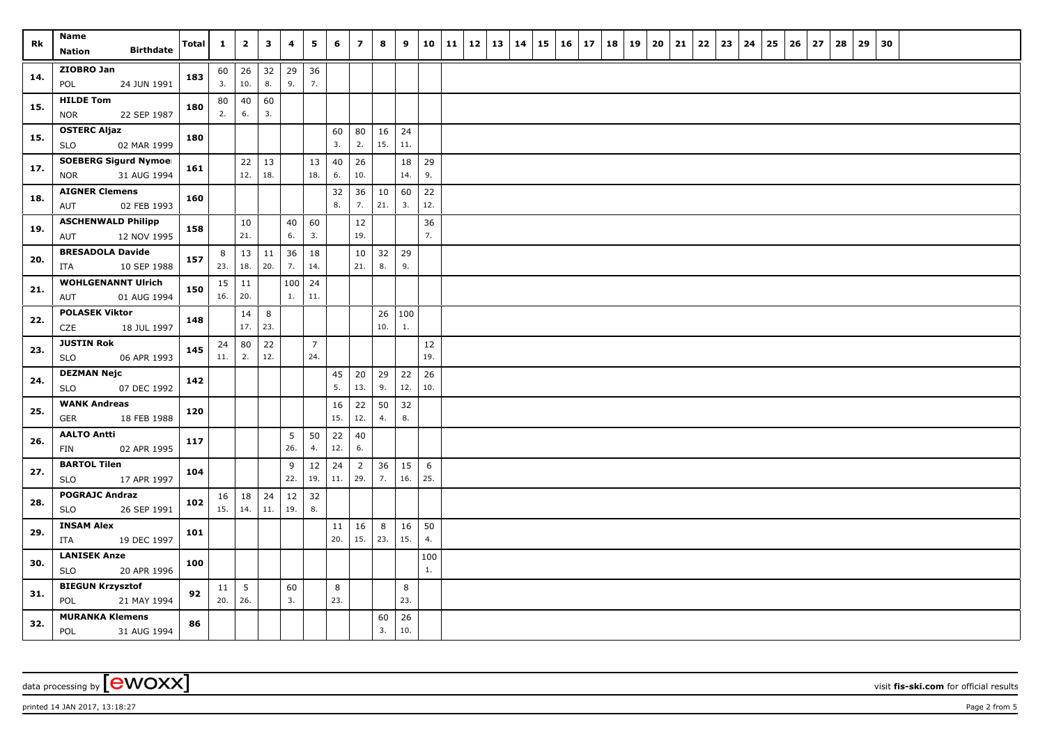| Rk | Name<br>Nation Birthdate | Total | 1 | 2 | 3 | 4 | 5 | 6 | 7 | 8 | 9 | 10 | 11 | 12 | 13 | 14 | 15 | 16 | 17 | 18 | 19 | 20 | 21 | 22 | 23 | 24 | 25 | 26 | 27 | 28 | 29 | 30 |
|---|---|---|---|---|---|---|---|---|---|---|---|---|---|---|---|---|---|---|---|---|---|---|---|---|---|---|---|---|---|---|---|---|
| 14. | ZIOBRO Jan<br>POL 24 JUN 1991 | 183 | 60<br>3. | 26<br>10. | 32<br>8. | 29<br>9. | 36<br>7. | | | | | | | | | | | | | | | | | | | | | | | | | |
| 15. | HILDE Tom<br>NOR 22 SEP 1987 | 180 | 80<br>2. | 40<br>6. | 60<br>3. | | | | | | | | | | | | | | | | | | | | | | | | | | | |
| 15. | OSTERC Aljaz<br>SLO 02 MAR 1999 | 180 | | | | | | 60<br>3. | 80<br>2. | 16<br>15. | 24<br>11. | | | | | | | | | | | | | | | | | | | | | |
| 17. | SOEBERG Sigurd Nymoen<br>NOR 31 AUG 1994 | 161 | | 22<br>12. | 13<br>18. | | 13<br>18. | 40<br>6. | 26<br>10. | | 18<br>14. | 29<br>9. | | | | | | | | | | | | | | | | | | | | |
| 18. | AIGNER Clemens<br>AUT 02 FEB 1993 | 160 | | | | | | 32<br>8. | 36<br>7. | 10<br>21. | 60<br>3. | 22<br>12. | | | | | | | | | | | | | | | | | | | | |
| 19. | ASCHENWALD Philipp<br>AUT 12 NOV 1995 | 158 | | 10<br>21. | | 40<br>6. | 60<br>3. | | 12<br>19. | | | 36<br>7. | | | | | | | | | | | | | | | | | | | | |
| 20. | BRESADOLA Davide<br>ITA 10 SEP 1988 | 157 | 8<br>23. | 13<br>18. | 11<br>20. | 36<br>7. | 18<br>14. | | 10<br>21. | 32<br>8. | 29<br>9. | | | | | | | | | | | | | | | | | | | | | |
| 21. | WOHLGENANNT Ulrich<br>AUT 01 AUG 1994 | 150 | 15<br>16. | 11<br>20. | | 100<br>1. | 24<br>11. | | | | | | | | | | | | | | | | | | | | | | | | | |
| 22. | POLASEK Viktor<br>CZE 18 JUL 1997 | 148 | | 14<br>17. | 8<br>23. | | | | | 26<br>10. | 100<br>1. | | | | | | | | | | | | | | | | | | | | | |
| 23. | JUSTIN Rok<br>SLO 06 APR 1993 | 145 | 24<br>11. | 80<br>2. | 22<br>12. | | 7<br>24. | | | | | 12<br>19. | | | | | | | | | | | | | | | | | | | | |
| 24. | DEZMAN Nejc<br>SLO 07 DEC 1992 | 142 | | | | | | 45<br>5. | 20<br>13. | 29<br>9. | 22<br>12. | 26<br>10. | | | | | | | | | | | | | | | | | | | | |
| 25. | WANK Andreas<br>GER 18 FEB 1988 | 120 | | | | | | 16<br>15. | 22<br>12. | 50<br>4. | 32<br>8. | | | | | | | | | | | | | | | | | | | | | |
| 26. | AALTO Antti<br>FIN 02 APR 1995 | 117 | | | | 5<br>26. | 50<br>4. | 22<br>12. | 40<br>6. | | | | | | | | | | | | | | | | | | | | | | | |
| 27. | BARTOL Tilen<br>SLO 17 APR 1997 | 104 | | | | 9<br>22. | 12<br>19. | 24<br>11. | 2<br>29. | 36<br>7. | 15<br>16. | 6<br>25. | | | | | | | | | | | | | | | | | | | | |
| 28. | POGRAJC Andraz<br>SLO 26 SEP 1991 | 102 | 16<br>15. | 18<br>14. | 24<br>11. | 12<br>19. | 32<br>8. | | | | | | | | | | | | | | | | | | | | | | | | | |
| 29. | INSAM Alex<br>ITA 19 DEC 1997 | 101 | | | | | | 11<br>20. | 16<br>15. | 8<br>23. | 16<br>15. | 50<br>4. | | | | | | | | | | | | | | | | | | | | |
| 30. | LANISEK Anze<br>SLO 20 APR 1996 | 100 | | | | | | | | | | 100<br>1. | | | | | | | | | | | | | | | | | | | | |
| 31. | BIEGUN Krzysztof<br>POL 21 MAY 1994 | 92 | 11<br>20. | 5<br>26. | | 60<br>3. | | 8<br>23. | | | 8<br>23. | | | | | | | | | | | | | | | | | | | | | |
| 32. | MURANKA Klemens<br>POL 31 AUG 1994 | 86 | | | | | | | | 60<br>3. | 26<br>10. | | | | | | | | | | | | | | | | | | | | | |

data processing by [ewoxx] visit fis-ski.com for official results

printed 14 JAN 2017, 13:18:27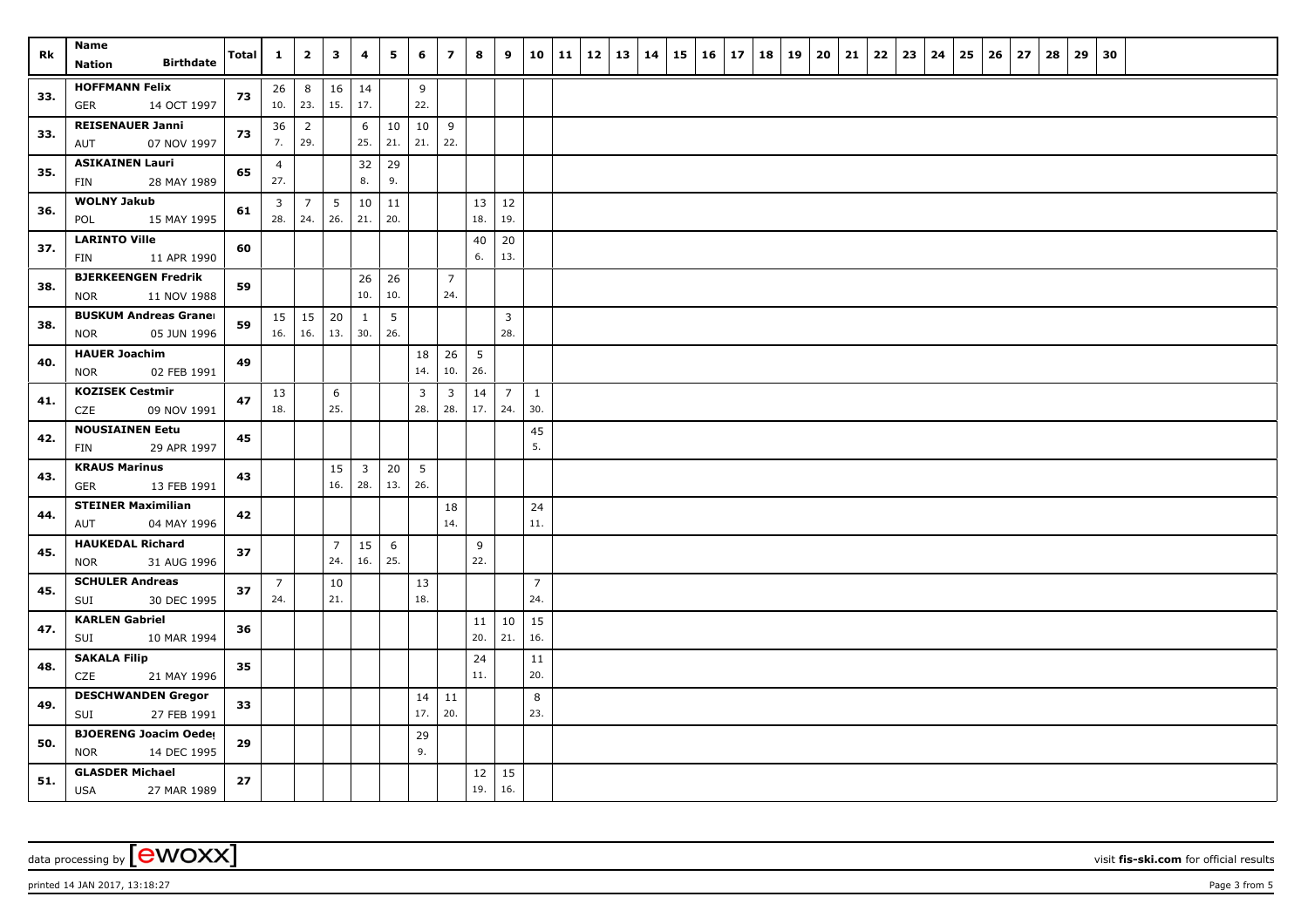| Rk | Name<br>Nation Birthdate | Total | 1 | 2 | 3 | 4 | 5 | 6 | 7 | 8 | 9 | 10 | 11 | 12 | 13 | 14 | 15 | 16 | 17 | 18 | 19 | 20 | 21 | 22 | 23 | 24 | 25 | 26 | 27 | 28 | 29 | 30 |
|---|---|---|---|---|---|---|---|---|---|---|---|---|---|---|---|---|---|---|---|---|---|---|---|---|---|---|---|---|---|---|---|---|
| 33. | HOFFMANN Felix<br>GER 14 OCT 1997 | 73 | 26<br>10. | 8<br>23. | 16<br>15. | 14<br>17. | | 9<br>22. | | | | | | | | | | | | | | | | | | | | | | | | |
| 33. | REISENAUER Janni<br>AUT 07 NOV 1997 | 73 | 36<br>7. | 2<br>29. | | 6<br>25. | 10<br>21. | 10<br>21. | 9<br>22. | | | | | | | | | | | | | | | | | | | | | | | |
| 35. | ASIKAINEN Lauri<br>FIN 28 MAY 1989 | 65 | 4<br>27. | | | 32<br>8. | 29<br>9. | | | | | | | | | | | | | | | | | | | | | | | | | |
| 36. | WOLNY Jakub<br>POL 15 MAY 1995 | 61 | 3<br>28. | 7<br>24. | 5<br>26. | 10<br>21. | 11<br>20. | | | 13<br>18. | 12<br>19. | | | | | | | | | | | | | | | | | | | | | |
| 37. | LARINTO Ville<br>FIN 11 APR 1990 | 60 | | | | | | | | 40<br>6. | 20<br>13. | | | | | | | | | | | | | | | | | | | | | |
| 38. | BJERKEENGEN Fredrik<br>NOR 11 NOV 1988 | 59 | | | | 26<br>10. | 26<br>10. | | 7<br>24. | | | | | | | | | | | | | | | | | | | | | | | |
| 38. | BUSKUM Andreas Granei<br>NOR 05 JUN 1996 | 59 | 15<br>16. | 15<br>16. | 20<br>13. | 1<br>30. | 5<br>26. | | | | 3<br>28. | | | | | | | | | | | | | | | | | | | | | |
| 40. | HAUER Joachim<br>NOR 02 FEB 1991 | 49 | | | | | | 18<br>14. | 26<br>10. | 5<br>26. | | | | | | | | | | | | | | | | | | | | | | |
| 41. | KOZISEK Cestmir<br>CZE 09 NOV 1991 | 47 | 13<br>18. | | 6<br>25. | | | 3<br>28. | 3<br>28. | 14<br>17. | 7<br>24. | 1<br>30. | | | | | | | | | | | | | | | | | | | | |
| 42. | NOUSIAINEN Eetu<br>FIN 29 APR 1997 | 45 | | | | | | | | | | 45<br>5. | | | | | | | | | | | | | | | | | | | | |
| 43. | KRAUS Marinus<br>GER 13 FEB 1991 | 43 | | | 15<br>16. | 3<br>28. | 20<br>13. | 5<br>26. | | | | | | | | | | | | | | | | | | | | | | | | |
| 44. | STEINER Maximilian<br>AUT 04 MAY 1996 | 42 | | | | | | | 18<br>14. | | | 24<br>11. | | | | | | | | | | | | | | | | | | | | |
| 45. | HAUKEDAL Richard<br>NOR 31 AUG 1996 | 37 | | | 7<br>24. | 15<br>16. | 6<br>25. | | | 9<br>22. | | | | | | | | | | | | | | | | | | | | | | |
| 45. | SCHULER Andreas<br>SUI 30 DEC 1995 | 37 | 7<br>24. | | 10<br>21. | | | 13<br>18. | | | | 7<br>24. | | | | | | | | | | | | | | | | | | | | |
| 47. | KARLEN Gabriel<br>SUI 10 MAR 1994 | 36 | | | | | | | | 11<br>20. | 10<br>21. | 15<br>16. | | | | | | | | | | | | | | | | | | | | |
| 48. | SAKALA Filip<br>CZE 21 MAY 1996 | 35 | | | | | | | | 24<br>11. | | 11<br>20. | | | | | | | | | | | | | | | | | | | | |
| 49. | DESCHWANDEN Gregor<br>SUI 27 FEB 1991 | 33 | | | | | | 14<br>17. | 11<br>20. | | | 8<br>23. | | | | | | | | | | | | | | | | | | | | |
| 50. | BJOERENG Joacim Oedeg<br>NOR 14 DEC 1995 | 29 | | | | | | 29<br>9. | | | | | | | | | | | | | | | | | | | | | | | | |
| 51. | GLASDER Michael<br>USA 27 MAR 1989 | 27 | | | | | | | | 12<br>19. | 15<br>16. | | | | | | | | | | | | | | | | | | | | | |

data processing by [ewoxx] visit fis-ski.com for official results

printed 14 JAN 2017, 13:18:27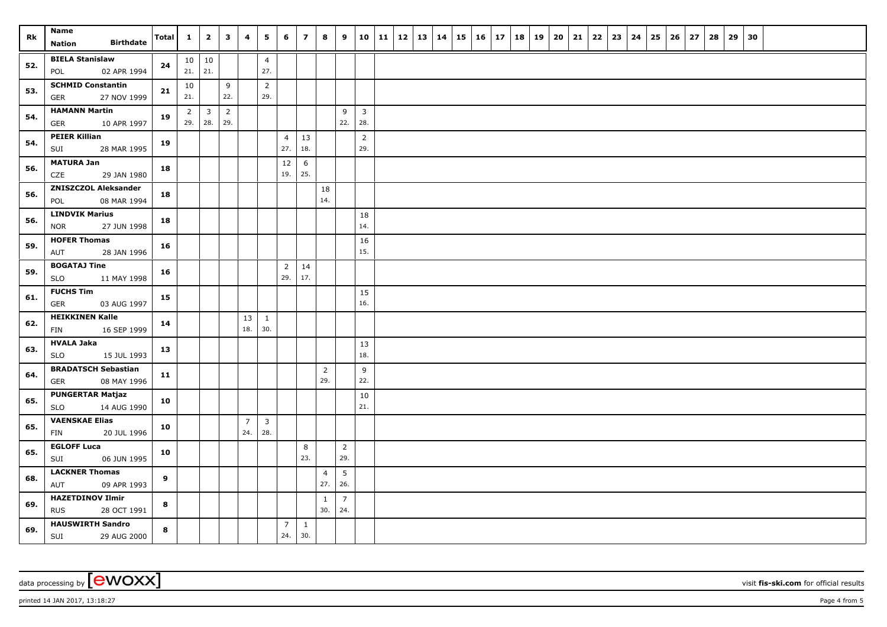| Rk | Name<br>Nation Birthdate | Total | 1 | 2 | 3 | 4 | 5 | 6 | 7 | 8 | 9 | 10 | 11 | 12 | 13 | 14 | 15 | 16 | 17 | 18 | 19 | 20 | 21 | 22 | 23 | 24 | 25 | 26 | 27 | 28 | 29 | 30 |
|---|---|---|---|---|---|---|---|---|---|---|---|---|---|---|---|---|---|---|---|---|---|---|---|---|---|---|---|---|---|---|---|---|
| 52. | **BIELA Stanislaw**<br>POL 02 APR 1994 | **24** | 10<br>21. | 10<br>21. | | | 4<br>27. | | | | | | | | | | | | | | | | | | | | | | | | | |
| 53. | **SCHMID Constantin**<br>GER 27 NOV 1999 | **21** | 10<br>21. | | 9<br>22. | | 2<br>29. | | | | | | | | | | | | | | | | | | | | | | | | | |
| 54. | **HAMANN Martin**<br>GER 10 APR 1997 | **19** | 2<br>29. | 3<br>28. | 2<br>29. | | | | | | 9<br>22. | 3<br>28. | | | | | | | | | | | | | | | | | | | | |
| 54. | **PEIER Killian**<br>SUI 28 MAR 1995 | **19** | | | | | | 4<br>27. | 13<br>18. | | | 2<br>29. | | | | | | | | | | | | | | | | | | | | |
| 56. | **MATURA Jan**<br>CZE 29 JAN 1980 | **18** | | | | | | 12<br>19. | 6<br>25. | | | | | | | | | | | | | | | | | | | | | | | |
| 56. | **ZNISZCZOL Aleksander**<br>POL 08 MAR 1994 | **18** | | | | | | | | 18<br>14. | | | | | | | | | | | | | | | | | | | | | | |
| 56. | **LINDVIK Marius**<br>NOR 27 JUN 1998 | **18** | | | | | | | | | | 18<br>14. | | | | | | | | | | | | | | | | | | | | |
| 59. | **HOFER Thomas**<br>AUT 28 JAN 1996 | **16** | | | | | | | | | | 16<br>15. | | | | | | | | | | | | | | | | | | | | |
| 59. | **BOGATAJ Tine**<br>SLO 11 MAY 1998 | **16** | | | | | | 2<br>29. | 14<br>17. | | | | | | | | | | | | | | | | | | | | | | | |
| 61. | **FUCHS Tim**<br>GER 03 AUG 1997 | **15** | | | | | | | | | | 15<br>16. | | | | | | | | | | | | | | | | | | | | |
| 62. | **HEIKKINEN Kalle**<br>FIN 16 SEP 1999 | **14** | | | | 13<br>18. | 1<br>30. | | | | | | | | | | | | | | | | | | | | | | | | | |
| 63. | **HVALA Jaka**<br>SLO 15 JUL 1993 | **13** | | | | | | | | | | 13<br>18. | | | | | | | | | | | | | | | | | | | | |
| 64. | **BRADATSCH Sebastian**<br>GER 08 MAY 1996 | **11** | | | | | | | | 2<br>29. | | 9<br>22. | | | | | | | | | | | | | | | | | | | | |
| 65. | **PUNGERTAR Matjaz**<br>SLO 14 AUG 1990 | **10** | | | | | | | | | | 10<br>21. | | | | | | | | | | | | | | | | | | | | |
| 65. | **VAENSKAE Elias**<br>FIN 20 JUL 1996 | **10** | | | | 7<br>24. | 3<br>28. | | | | | | | | | | | | | | | | | | | | | | | | | |
| 65. | **EGLOFF Luca**<br>SUI 06 JUN 1995 | **10** | | | | | | | 8<br>23. | | 2<br>29. | | | | | | | | | | | | | | | | | | | | | |
| 68. | **LACKNER Thomas**<br>AUT 09 APR 1993 | **9** | | | | | | | | 4<br>27. | 5<br>26. | | | | | | | | | | | | | | | | | | | | | |
| 69. | **HAZETDINOV Ilmir**<br>RUS 28 OCT 1991 | **8** | | | | | | | | 1<br>30. | 7<br>24. | | | | | | | | | | | | | | | | | | | | | |
| 69. | **HAUSWIRTH Sandro**<br>SUI 29 AUG 2000 | **8** | | | | | | 7<br>24. | 1<br>30. | | | | | | | | | | | | | | | | | | | | | | | |

data processing by [ewoxx] visit **fis-ski.com** for official results

printed 14 JAN 2017, 13:18:27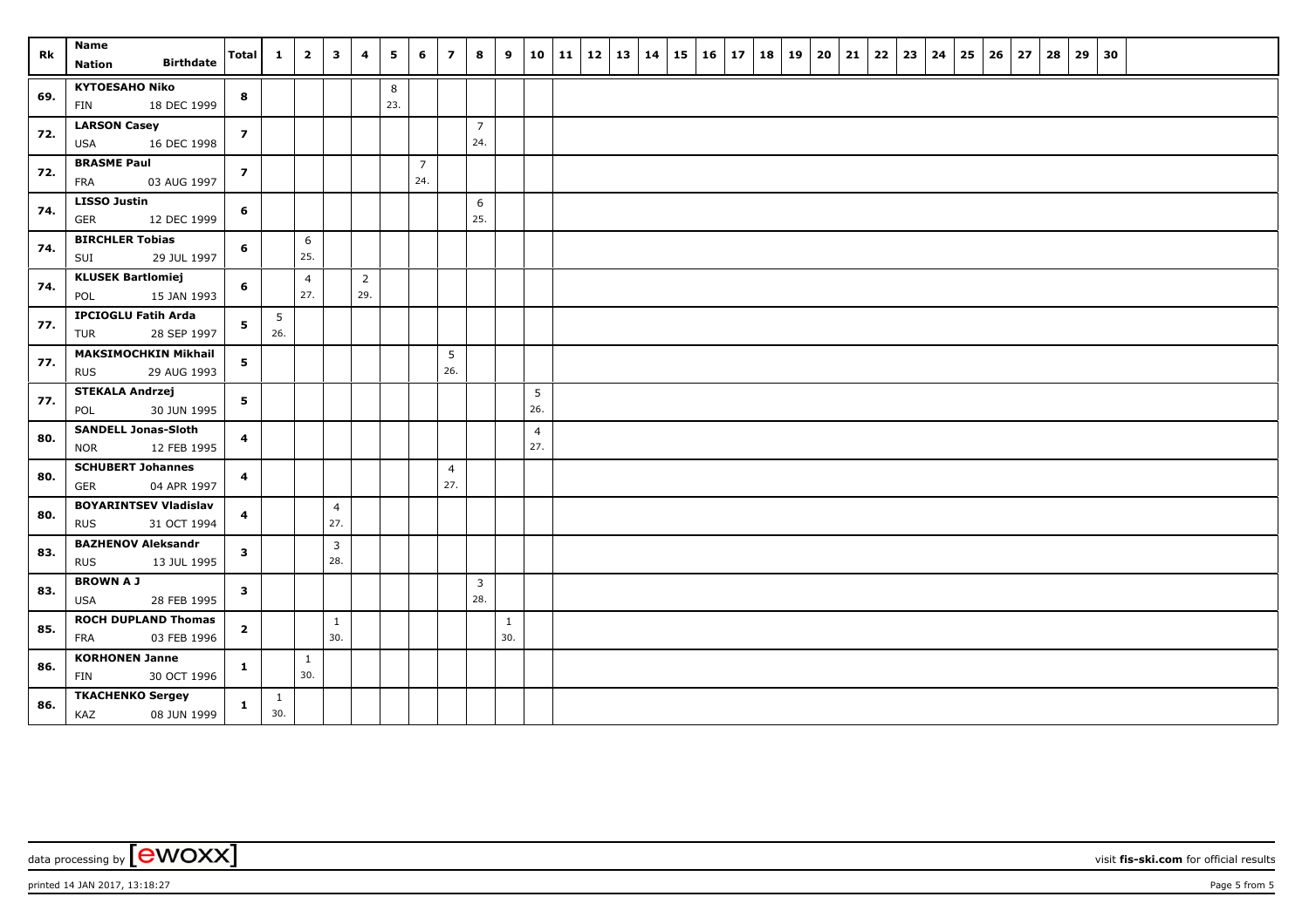| Rk | Name<br>Nation Birthdate | Total | 1 | 2 | 3 | 4 | 5 | 6 | 7 | 8 | 9 | 10 | 11 | 12 | 13 | 14 | 15 | 16 | 17 | 18 | 19 | 20 | 21 | 22 | 23 | 24 | 25 | 26 | 27 | 28 | 29 | 30 |
|---|---|---|---|---|---|---|---|---|---|---|---|---|---|---|---|---|---|---|---|---|---|---|---|---|---|---|---|---|---|---|---|---|
| 69. | **KYTOESAHO Niko**<br>FIN 18 DEC 1999 | **8** | | | | | 8<br>23. | | | | | | | | | | | | | | | | | | | | | | | | | |
| 72. | **LARSON Casey**<br>USA 16 DEC 1998 | **7** | | | | | | | | 7<br>24. | | | | | | | | | | | | | | | | | | | | | | |
| 72. | **BRASME Paul**<br>FRA 03 AUG 1997 | **7** | | | | | | 7<br>24. | | | | | | | | | | | | | | | | | | | | | | | | |
| 74. | **LISSO Justin**<br>GER 12 DEC 1999 | **6** | | | | | | | | 6<br>25. | | | | | | | | | | | | | | | | | | | | | | |
| 74. | **BIRCHLER Tobias**<br>SUI 29 JUL 1997 | **6** | | 6<br>25. | | | | | | | | | | | | | | | | | | | | | | | | | | | | |
| 74. | **KLUSEK Bartlomiej**<br>POL 15 JAN 1993 | **6** | | 4<br>27. | | 2<br>29. | | | | | | | | | | | | | | | | | | | | | | | | | | |
| 77. | **IPCIOGLU Fatih Arda**<br>TUR 28 SEP 1997 | **5** | 5<br>26. | | | | | | | | | | | | | | | | | | | | | | | | | | | | | |
| 77. | **MAKSIMOCHKIN Mikhail**<br>RUS 29 AUG 1993 | **5** | | | | | | | 5<br>26. | | | | | | | | | | | | | | | | | | | | | | | |
| 77. | **STEKALA Andrzej**<br>POL 30 JUN 1995 | **5** | | | | | | | | | | 5<br>26. | | | | | | | | | | | | | | | | | | | | |
| 80. | **SANDELL Jonas-Sloth**<br>NOR 12 FEB 1995 | **4** | | | | | | | | | | 4<br>27. | | | | | | | | | | | | | | | | | | | | |
| 80. | **SCHUBERT Johannes**<br>GER 04 APR 1997 | **4** | | | | | | | 4<br>27. | | | | | | | | | | | | | | | | | | | | | | | |
| 80. | **BOYARINTSEV Vladislav**<br>RUS 31 OCT 1994 | **4** | | | 4<br>27. | | | | | | | | | | | | | | | | | | | | | | | | | | | |
| 83. | **BAZHENOV Aleksandr**<br>RUS 13 JUL 1995 | **3** | | | 3<br>28. | | | | | | | | | | | | | | | | | | | | | | | | | | | |
| 83. | **BROWN A J**<br>USA 28 FEB 1995 | **3** | | | | | | | | 3<br>28. | | | | | | | | | | | | | | | | | | | | | | |
| 85. | **ROCH DUPLAND Thomas**<br>FRA 03 FEB 1996 | **2** | | | 1<br>30. | | | | | | 1<br>30. | | | | | | | | | | | | | | | | | | | | | |
| 86. | **KORHONEN Janne**<br>FIN 30 OCT 1996 | **1** | | 1<br>30. | | | | | | | | | | | | | | | | | | | | | | | | | | | | |
| 86. | **TKACHENKO Sergey**<br>KAZ 08 JUN 1999 | **1** | 1<br>30. | | | | | | | | | | | | | | | | | | | | | | | | | | | | | |

data processing by [ewoxx]

visit **fis-ski.com** for official results

printed 14 JAN 2017, 13:18:27